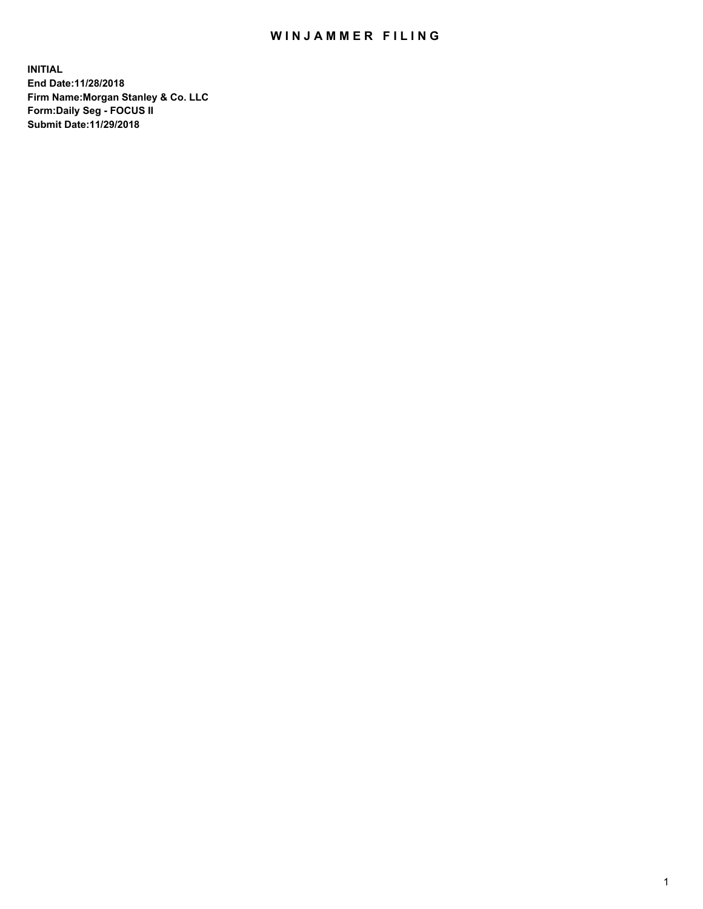# WINJAMMER FILING

**INITIAL**
**End Date:11/28/2018**
**Firm Name:Morgan Stanley & Co. LLC**
**Form:Daily Seg - FOCUS II**
**Submit Date:11/29/2018**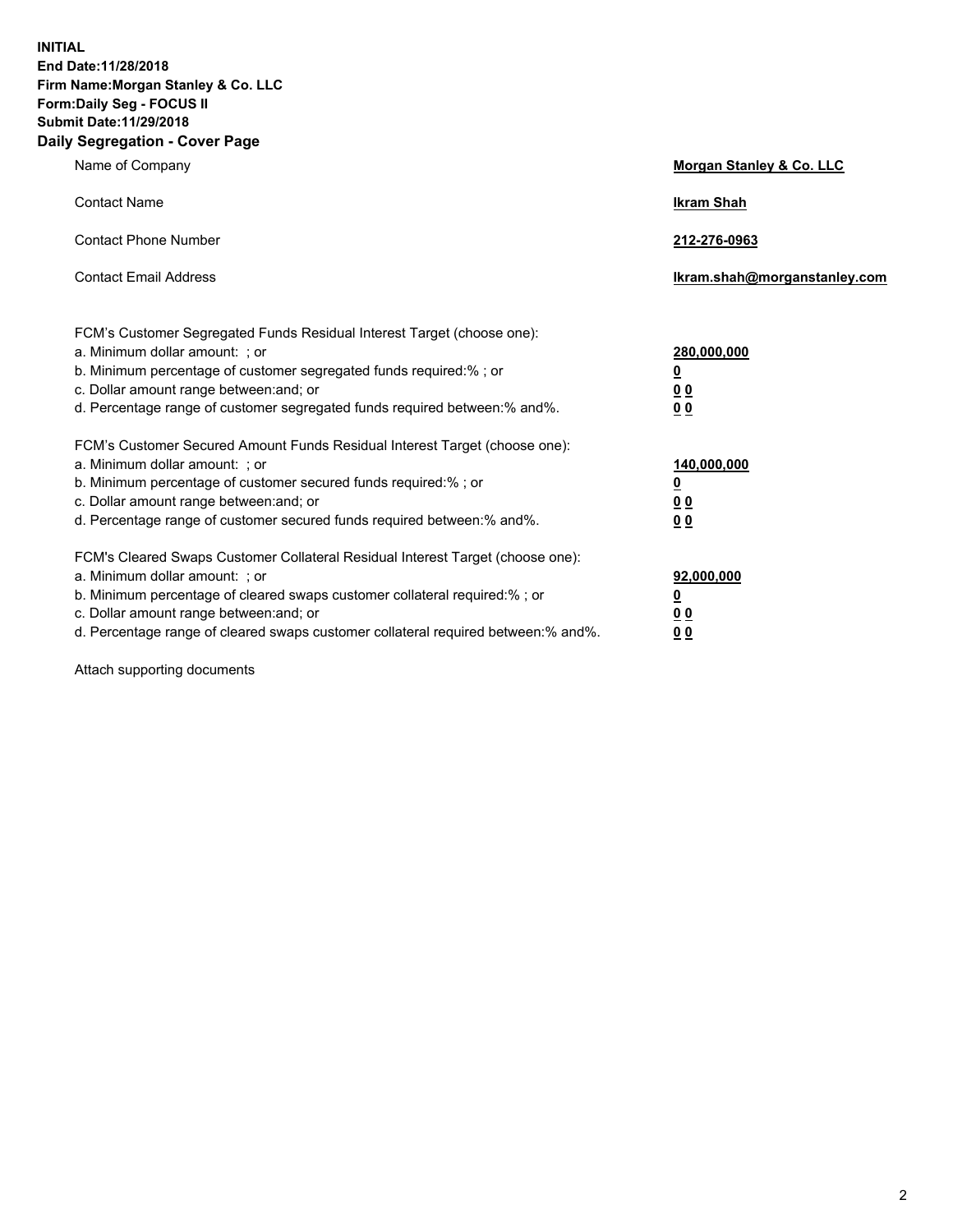**INITIAL**
**End Date:11/28/2018**
**Firm Name:Morgan Stanley & Co. LLC**
**Form:Daily Seg - FOCUS II**
**Submit Date:11/29/2018**
**Daily Segregation - Cover Page**

| | |
|---|---|
| Name of Company | **Morgan Stanley & Co. LLC** |
| Contact Name | **Ikram Shah** |
| Contact Phone Number | **212-276-0963** |
| Contact Email Address | **Ikram.shah@morganstanley.com** |

FCM's Customer Segregated Funds Residual Interest Target (choose one):

| | |
|---|---|
| a. Minimum dollar amount: ; or | **280,000,000** |
| b. Minimum percentage of customer segregated funds required:% ; or | **0** |
| c. Dollar amount range between:and; or | **0 0** |
| d. Percentage range of customer segregated funds required between:% and%. | **0 0** |

FCM's Customer Secured Amount Funds Residual Interest Target (choose one):

| | |
|---|---|
| a. Minimum dollar amount: ; or | **140,000,000** |
| b. Minimum percentage of customer secured funds required:% ; or | **0** |
| c. Dollar amount range between:and; or | **0 0** |
| d. Percentage range of customer secured funds required between:% and%. | **0 0** |

FCM's Cleared Swaps Customer Collateral Residual Interest Target (choose one):

| | |
|---|---|
| a. Minimum dollar amount: ; or | **92,000,000** |
| b. Minimum percentage of cleared swaps customer collateral required:% ; or | **0** |
| c. Dollar amount range between:and; or | **0 0** |
| d. Percentage range of cleared swaps customer collateral required between:% and%. | **0 0** |

Attach supporting documents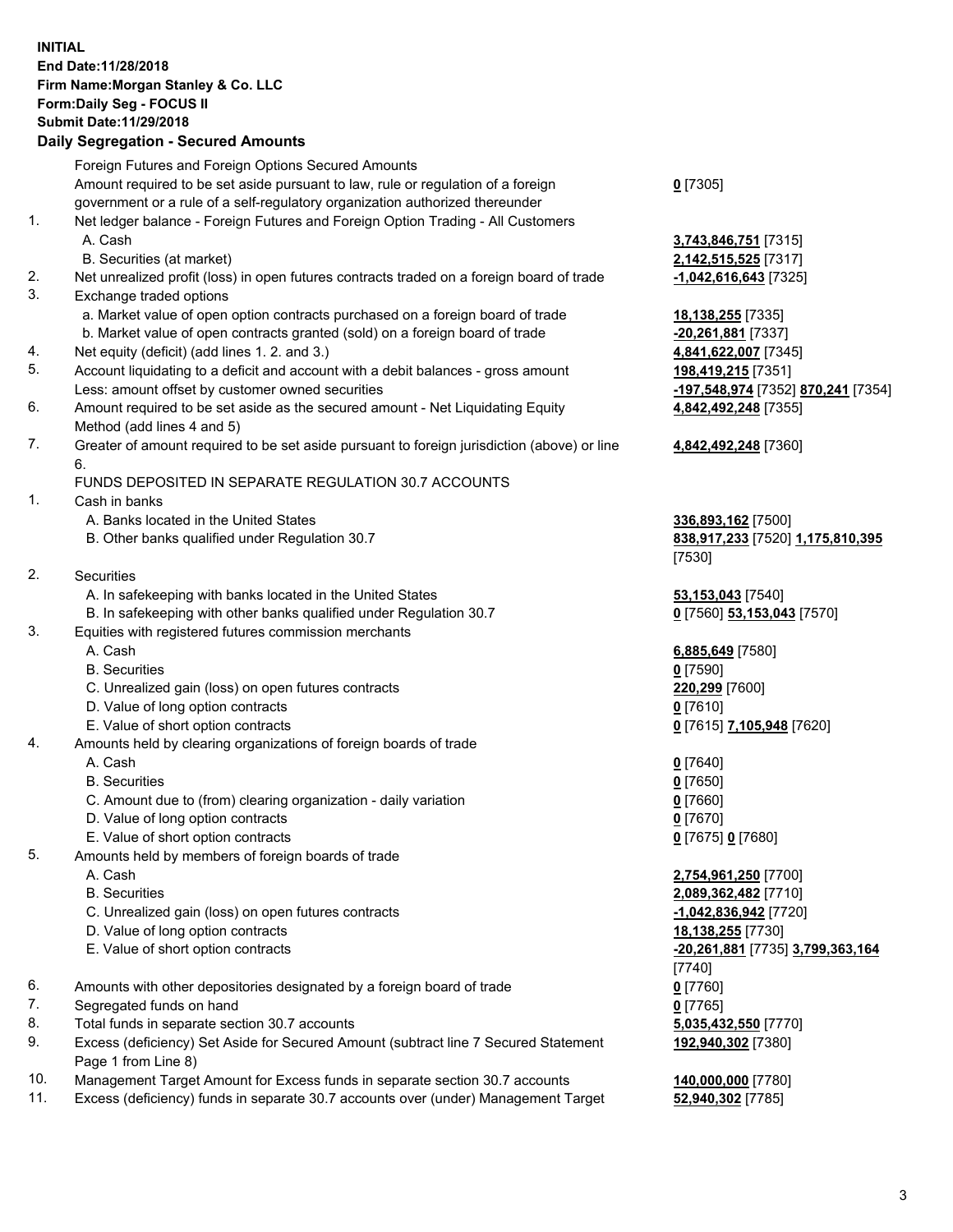**INITIAL**
**End Date:11/28/2018**
**Firm Name:Morgan Stanley & Co. LLC**
**Form:Daily Seg - FOCUS II**
**Submit Date:11/29/2018**

## Daily Segregation - Secured Amounts

| | | |
|---|---|---|
| | Foreign Futures and Foreign Options Secured Amounts | |
| | Amount required to be set aside pursuant to law, rule or regulation of a foreign government or a rule of a self-regulatory organization authorized thereunder | **0** [7305] |
| 1. | Net ledger balance - Foreign Futures and Foreign Option Trading - All Customers | |
| | A. Cash | **3,743,846,751** [7315] |
| | B. Securities (at market) | **2,142,515,525** [7317] |
| 2. | Net unrealized profit (loss) in open futures contracts traded on a foreign board of trade | **-1,042,616,643** [7325] |
| 3. | Exchange traded options | |
| | a. Market value of open option contracts purchased on a foreign board of trade | **18,138,255** [7335] |
| | b. Market value of open contracts granted (sold) on a foreign board of trade | **-20,261,881** [7337] |
| 4. | Net equity (deficit) (add lines 1. 2. and 3.) | **4,841,622,007** [7345] |
| 5. | Account liquidating to a deficit and account with a debit balances - gross amount | **198,419,215** [7351] |
| | Less: amount offset by customer owned securities | **-197,548,974** [7352] **870,241** [7354] |
| 6. | Amount required to be set aside as the secured amount - Net Liquidating Equity Method (add lines 4 and 5) | **4,842,492,248** [7355] |
| 7. | Greater of amount required to be set aside pursuant to foreign jurisdiction (above) or line 6. | **4,842,492,248** [7360] |
| | FUNDS DEPOSITED IN SEPARATE REGULATION 30.7 ACCOUNTS | |
| 1. | Cash in banks | |
| | A. Banks located in the United States | **336,893,162** [7500] |
| | B. Other banks qualified under Regulation 30.7 | **838,917,233** [7520] **1,175,810,395** [7530] |
| 2. | Securities | |
| | A. In safekeeping with banks located in the United States | **53,153,043** [7540] |
| | B. In safekeeping with other banks qualified under Regulation 30.7 | **0** [7560] **53,153,043** [7570] |
| 3. | Equities with registered futures commission merchants | |
| | A. Cash | **6,885,649** [7580] |
| | B. Securities | **0** [7590] |
| | C. Unrealized gain (loss) on open futures contracts | **220,299** [7600] |
| | D. Value of long option contracts | **0** [7610] |
| | E. Value of short option contracts | **0** [7615] **7,105,948** [7620] |
| 4. | Amounts held by clearing organizations of foreign boards of trade | |
| | A. Cash | **0** [7640] |
| | B. Securities | **0** [7650] |
| | C. Amount due to (from) clearing organization - daily variation | **0** [7660] |
| | D. Value of long option contracts | **0** [7670] |
| | E. Value of short option contracts | **0** [7675] **0** [7680] |
| 5. | Amounts held by members of foreign boards of trade | |
| | A. Cash | **2,754,961,250** [7700] |
| | B. Securities | **2,089,362,482** [7710] |
| | C. Unrealized gain (loss) on open futures contracts | **-1,042,836,942** [7720] |
| | D. Value of long option contracts | **18,138,255** [7730] |
| | E. Value of short option contracts | **-20,261,881** [7735] **3,799,363,164** [7740] |
| 6. | Amounts with other depositories designated by a foreign board of trade | **0** [7760] |
| 7. | Segregated funds on hand | **0** [7765] |
| 8. | Total funds in separate section 30.7 accounts | **5,035,432,550** [7770] |
| 9. | Excess (deficiency) Set Aside for Secured Amount (subtract line 7 Secured Statement Page 1 from Line 8) | **192,940,302** [7380] |
| 10. | Management Target Amount for Excess funds in separate section 30.7 accounts | **140,000,000** [7780] |
| 11. | Excess (deficiency) funds in separate 30.7 accounts over (under) Management Target | **52,940,302** [7785] |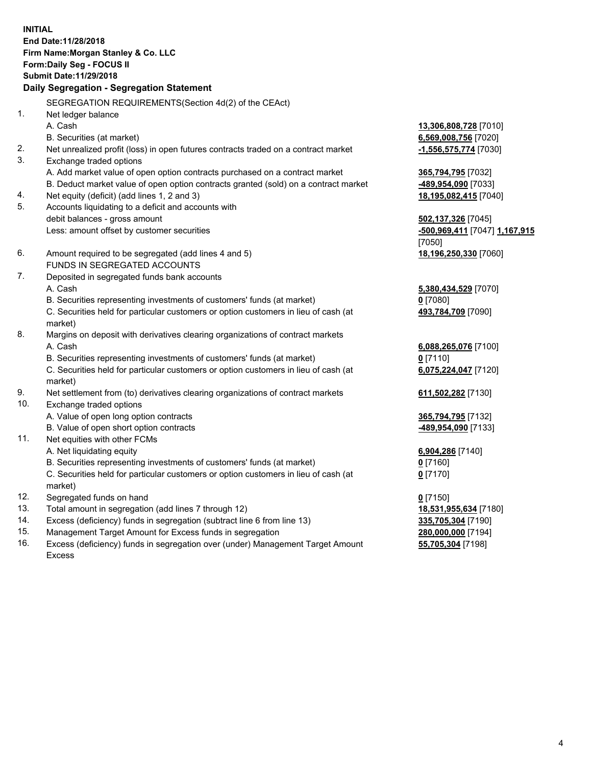**INITIAL**
**End Date:11/28/2018**
**Firm Name:Morgan Stanley & Co. LLC**
**Form:Daily Seg - FOCUS II**
**Submit Date:11/29/2018**

**Daily Segregation - Segregation Statement**

SEGREGATION REQUIREMENTS(Section 4d(2) of the CEAct)

| | | |
|---|---|---|
| 1. | Net ledger balance | |
| | A. Cash | **13,306,808,728** [7010] |
| | B. Securities (at market) | **6,569,008,756** [7020] |
| 2. | Net unrealized profit (loss) in open futures contracts traded on a contract market | **-1,556,575,774** [7030] |
| 3. | Exchange traded options | |
| | A. Add market value of open option contracts purchased on a contract market | **365,794,795** [7032] |
| | B. Deduct market value of open option contracts granted (sold) on a contract market | **-489,954,090** [7033] |
| 4. | Net equity (deficit) (add lines 1, 2 and 3) | **18,195,082,415** [7040] |
| 5. | Accounts liquidating to a deficit and accounts with debit balances - gross amount | **502,137,326** [7045] |
| | Less: amount offset by customer securities | **-500,969,411** [7047] **1,167,915** [7050] |
| 6. | Amount required to be segregated (add lines 4 and 5) | **18,196,250,330** [7060] |
| | FUNDS IN SEGREGATED ACCOUNTS | |
| 7. | Deposited in segregated funds bank accounts | |
| | A. Cash | **5,380,434,529** [7070] |
| | B. Securities representing investments of customers' funds (at market) | **0** [7080] |
| | C. Securities held for particular customers or option customers in lieu of cash (at market) | **493,784,709** [7090] |
| 8. | Margins on deposit with derivatives clearing organizations of contract markets | |
| | A. Cash | **6,088,265,076** [7100] |
| | B. Securities representing investments of customers' funds (at market) | **0** [7110] |
| | C. Securities held for particular customers or option customers in lieu of cash (at market) | **6,075,224,047** [7120] |
| 9. | Net settlement from (to) derivatives clearing organizations of contract markets | **611,502,282** [7130] |
| 10. | Exchange traded options | |
| | A. Value of open long option contracts | **365,794,795** [7132] |
| | B. Value of open short option contracts | **-489,954,090** [7133] |
| 11. | Net equities with other FCMs | |
| | A. Net liquidating equity | **6,904,286** [7140] |
| | B. Securities representing investments of customers' funds (at market) | **0** [7160] |
| | C. Securities held for particular customers or option customers in lieu of cash (at market) | **0** [7170] |
| 12. | Segregated funds on hand | **0** [7150] |
| 13. | Total amount in segregation (add lines 7 through 12) | **18,531,955,634** [7180] |
| 14. | Excess (deficiency) funds in segregation (subtract line 6 from line 13) | **335,705,304** [7190] |
| 15. | Management Target Amount for Excess funds in segregation | **280,000,000** [7194] |
| 16. | Excess (deficiency) funds in segregation over (under) Management Target Amount Excess | **55,705,304** [7198] |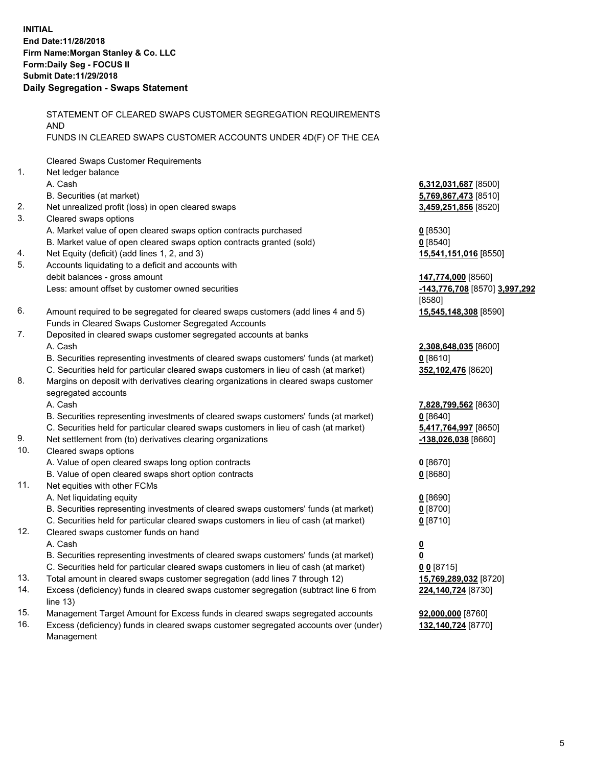**INITIAL**
**End Date:11/28/2018**
**Firm Name:Morgan Stanley & Co. LLC**
**Form:Daily Seg - FOCUS II**
**Submit Date:11/29/2018**
**Daily Segregation - Swaps Statement**

STATEMENT OF CLEARED SWAPS CUSTOMER SEGREGATION REQUIREMENTS AND FUNDS IN CLEARED SWAPS CUSTOMER ACCOUNTS UNDER 4D(F) OF THE CEA

| | | |
|---|---|---|
| | Cleared Swaps Customer Requirements | |
| 1. | Net ledger balance | |
| | A. Cash | **6,312,031,687** [8500] |
| | B. Securities (at market) | **5,769,867,473** [8510] |
| 2. | Net unrealized profit (loss) in open cleared swaps | **3,459,251,856** [8520] |
| 3. | Cleared swaps options | |
| | A. Market value of open cleared swaps option contracts purchased | **0** [8530] |
| | B. Market value of open cleared swaps option contracts granted (sold) | **0** [8540] |
| 4. | Net Equity (deficit) (add lines 1, 2, and 3) | **15,541,151,016** [8550] |
| 5. | Accounts liquidating to a deficit and accounts with debit balances - gross amount | **147,774,000** [8560] |
| | Less: amount offset by customer owned securities | **-143,776,708** [8570] **3,997,292** [8580] |
| 6. | Amount required to be segregated for cleared swaps customers (add lines 4 and 5) | **15,545,148,308** [8590] |
| | Funds in Cleared Swaps Customer Segregated Accounts | |
| 7. | Deposited in cleared swaps customer segregated accounts at banks | |
| | A. Cash | **2,308,648,035** [8600] |
| | B. Securities representing investments of cleared swaps customers' funds (at market) | **0** [8610] |
| | C. Securities held for particular cleared swaps customers in lieu of cash (at market) | **352,102,476** [8620] |
| 8. | Margins on deposit with derivatives clearing organizations in cleared swaps customer segregated accounts | |
| | A. Cash | **7,828,799,562** [8630] |
| | B. Securities representing investments of cleared swaps customers' funds (at market) | **0** [8640] |
| | C. Securities held for particular cleared swaps customers in lieu of cash (at market) | **5,417,764,997** [8650] |
| 9. | Net settlement from (to) derivatives clearing organizations | **-138,026,038** [8660] |
| 10. | Cleared swaps options | |
| | A. Value of open cleared swaps long option contracts | **0** [8670] |
| | B. Value of open cleared swaps short option contracts | **0** [8680] |
| 11. | Net equities with other FCMs | |
| | A. Net liquidating equity | **0** [8690] |
| | B. Securities representing investments of cleared swaps customers' funds (at market) | **0** [8700] |
| | C. Securities held for particular cleared swaps customers in lieu of cash (at market) | **0** [8710] |
| 12. | Cleared swaps customer funds on hand | |
| | A. Cash | **0** |
| | B. Securities representing investments of cleared swaps customers' funds (at market) | **0** |
| | C. Securities held for particular cleared swaps customers in lieu of cash (at market) | **0** **0** [8715] |
| 13. | Total amount in cleared swaps customer segregation (add lines 7 through 12) | **15,769,289,032** [8720] |
| 14. | Excess (deficiency) funds in cleared swaps customer segregation (subtract line 6 from line 13) | **224,140,724** [8730] |
| 15. | Management Target Amount for Excess funds in cleared swaps segregated accounts | **92,000,000** [8760] |
| 16. | Excess (deficiency) funds in cleared swaps customer segregated accounts over (under) Management | **132,140,724** [8770] |